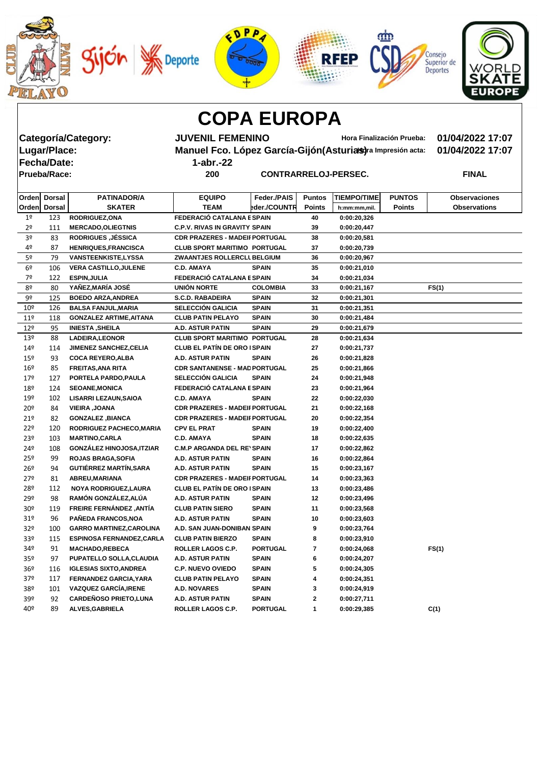# COPA EUROPA

**Categoría/Category:** JUVENIL FEMENINO — Hora Finalización Prueba: 01/04/2022 17:07

**Lugar/Place:** Manuel Fco. López García-Gijón(Asturias) — Hora Impresión acta: 01/04/2022 17:07

**Fecha/Date:** 1-abr.-22

**Prueba/Race:** 200 CONTRARRELOJ-PERSEC. FINAL

| Orden | Dorsal | PATINADOR/A | EQUIPO | Feder./PAIS | Puntos | TIEMPO/TIME | PUNTOS | Observaciones |
|---|---|---|---|---|---|---|---|---|
| Orden | Dorsal | SKATER | TEAM | Feder./COUNTR | Points | h:mm:mm,mil. | Points | Observations |
| 1º | 123 | RODRIGUEZ,ONA | FEDERACIÓ CATALANA E | SPAIN | 40 | 0:00:20,326 | | |
| 2º | 111 | MERCADO,OLIEGTNIS | C.P.V. RIVAS IN GRAVITY | SPAIN | 39 | 0:00:20,447 | | |
| 3º | 83 | RODRIGUES ,JÉSSICA | CDR PRAZERES - MADEII | PORTUGAL | 38 | 0:00:20,581 | | |
| 4º | 87 | HENRIQUES,FRANCISCA | CLUB SPORT MARITIMO | PORTUGAL | 37 | 0:00:20,739 | | |
| 5º | 79 | VANSTEENKISTE,LYSSA | ZWAANTJES ROLLERCLU | BELGIUM | 36 | 0:00:20,967 | | |
| 6º | 106 | VERA CASTILLO,JULENE | C.D. AMAYA | SPAIN | 35 | 0:00:21,010 | | |
| 7º | 122 | ESPIN,JULIA | FEDERACIÓ CATALANA E | SPAIN | 34 | 0:00:21,034 | | |
| 8º | 80 | YAÑEZ,MARÍA JOSÉ | UNIÓN NORTE | COLOMBIA | 33 | 0:00:21,167 | | FS(1) |
| 9º | 125 | BOEDO ARZA,ANDREA | S.C.D. RABADEIRA | SPAIN | 32 | 0:00:21,301 | | |
| 10º | 126 | BALSA FANJUL,MARIA | SELECCIÓN GALICIA | SPAIN | 31 | 0:00:21,351 | | |
| 11º | 118 | GONZALEZ ARTIME,AITANA | CLUB PATIN PELAYO | SPAIN | 30 | 0:00:21,484 | | |
| 12º | 95 | INIESTA ,SHEILA | A.D. ASTUR PATIN | SPAIN | 29 | 0:00:21,679 | | |
| 13º | 88 | LADEIRA,LEONOR | CLUB SPORT MARITIMO | PORTUGAL | 28 | 0:00:21,634 | | |
| 14º | 114 | JIMENEZ SANCHEZ,CELIA | CLUB EL PATÍN DE ORO I | SPAIN | 27 | 0:00:21,737 | | |
| 15º | 93 | COCA REYERO,ALBA | A.D. ASTUR PATIN | SPAIN | 26 | 0:00:21,828 | | |
| 16º | 85 | FREITAS,ANA RITA | CDR SANTANENSE - MAD | PORTUGAL | 25 | 0:00:21,866 | | |
| 17º | 127 | PORTELA PARDO,PAULA | SELECCIÓN GALICIA | SPAIN | 24 | 0:00:21,948 | | |
| 18º | 124 | SEOANE,MONICA | FEDERACIÓ CATALANA E | SPAIN | 23 | 0:00:21,964 | | |
| 19º | 102 | LISARRI LEZAUN,SAIOA | C.D. AMAYA | SPAIN | 22 | 0:00:22,030 | | |
| 20º | 84 | VIEIRA ,JOANA | CDR PRAZERES - MADEII | PORTUGAL | 21 | 0:00:22,168 | | |
| 21º | 82 | GONZALEZ ,BIANCA | CDR PRAZERES - MADEII | PORTUGAL | 20 | 0:00:22,354 | | |
| 22º | 120 | RODRIGUEZ PACHECO,MARIA | CPV EL PRAT | SPAIN | 19 | 0:00:22,400 | | |
| 23º | 103 | MARTINO,CARLA | C.D. AMAYA | SPAIN | 18 | 0:00:22,635 | | |
| 24º | 108 | GONZÁLEZ HINOJOSA,ITZIAR | C.M.P ARGANDA DEL RE | SPAIN | 17 | 0:00:22,862 | | |
| 25º | 99 | ROJAS BRAGA,SOFIA | A.D. ASTUR PATIN | SPAIN | 16 | 0:00:22,864 | | |
| 26º | 94 | GUTIÉRREZ MARTÍN,SARA | A.D. ASTUR PATIN | SPAIN | 15 | 0:00:23,167 | | |
| 27º | 81 | ABREU,MARIANA | CDR PRAZERES - MADEII | PORTUGAL | 14 | 0:00:23,363 | | |
| 28º | 112 | NOYA RODRIGUEZ,LAURA | CLUB EL PATÍN DE ORO I | SPAIN | 13 | 0:00:23,486 | | |
| 29º | 98 | RAMÓN GONZÁLEZ,ALÚA | A.D. ASTUR PATIN | SPAIN | 12 | 0:00:23,496 | | |
| 30º | 119 | FREIRE FERNÁNDEZ ,ANTÍA | CLUB PATIN SIERO | SPAIN | 11 | 0:00:23,568 | | |
| 31º | 96 | PAÑEDA FRANCOS,NOA | A.D. ASTUR PATIN | SPAIN | 10 | 0:00:23,603 | | |
| 32º | 100 | GARRO MARTINEZ,CAROLINA | A.D. SAN JUAN-DONIBAN | SPAIN | 9 | 0:00:23,764 | | |
| 33º | 115 | ESPINOSA FERNANDEZ,CARLA | CLUB PATIN BIERZO | SPAIN | 8 | 0:00:23,910 | | |
| 34º | 91 | MACHADO,REBECA | ROLLER LAGOS C.P. | PORTUGAL | 7 | 0:00:24,068 | | FS(1) |
| 35º | 97 | PUPATELLO SOLLA,CLAUDIA | A.D. ASTUR PATIN | SPAIN | 6 | 0:00:24,207 | | |
| 36º | 116 | IGLESIAS SIXTO,ANDREA | C.P. NUEVO OVIEDO | SPAIN | 5 | 0:00:24,305 | | |
| 37º | 117 | FERNANDEZ GARCIA,YARA | CLUB PATIN PELAYO | SPAIN | 4 | 0:00:24,351 | | |
| 38º | 101 | VAZQUEZ GARCÍA,IRENE | A.D. NOVARES | SPAIN | 3 | 0:00:24,919 | | |
| 39º | 92 | CARDEÑOSO PRIETO,LUNA | A.D. ASTUR PATIN | SPAIN | 2 | 0:00:27,711 | | |
| 40º | 89 | ALVES,GABRIELA | ROLLER LAGOS C.P. | PORTUGAL | 1 | 0:00:29,385 | | C(1) |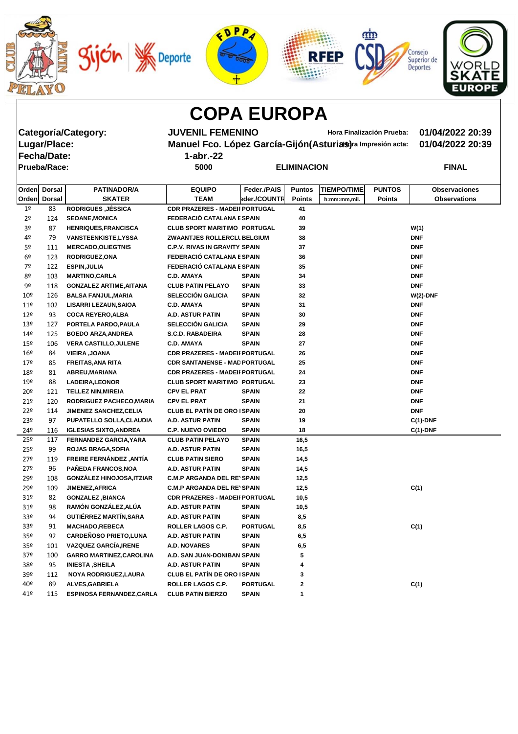# COPA EUROPA

| | | | | |
|---|---|---|---|---|
| **Categoría/Category:** | **JUVENIL FEMENINO** | | **Hora Finalización Prueba:** | **01/04/2022 20:39** |
| **Lugar/Place:** | **Manuel Fco. López García-Gijón(Asturias)** | | **Hora Impresión acta:** | **01/04/2022 20:39** |
| **Fecha/Date:** | **1-abr.-22** | | | |
| **Prueba/Race:** | **5000** | **ELIMINACION** | | **FINAL** |

| Orden | Dorsal | PATINADOR/A | EQUIPO | Feder./PAIS | Puntos | TIEMPO/TIME | PUNTOS | Observaciones |
|---|---|---|---|---|---|---|---|---|
| Orden | Dorsal | SKATER | TEAM | Feder./COUNTRY | Points | h:mm:mm,mil. | Points | Observations |
| 1º | 83 | RODRIGUES ,JÉSSICA | CDR PRAZERES - MADEII | PORTUGAL | 41 | | | |
| 2º | 124 | SEOANE,MONICA | FEDERACIÓ CATALANA E | SPAIN | 40 | | | |
| 3º | 87 | HENRIQUES,FRANCISCA | CLUB SPORT MARITIMO | PORTUGAL | 39 | | | W(1) |
| 4º | 79 | VANSTEENKISTE,LYSSA | ZWAANTJES ROLLERCLU | BELGIUM | 38 | | | DNF |
| 5º | 111 | MERCADO,OLIEGTNIS | C.P.V. RIVAS IN GRAVITY | SPAIN | 37 | | | DNF |
| 6º | 123 | RODRIGUEZ,ONA | FEDERACIÓ CATALANA E | SPAIN | 36 | | | DNF |
| 7º | 122 | ESPIN,JULIA | FEDERACIÓ CATALANA E | SPAIN | 35 | | | DNF |
| 8º | 103 | MARTINO,CARLA | C.D. AMAYA | SPAIN | 34 | | | DNF |
| 9º | 118 | GONZALEZ ARTIME,AITANA | CLUB PATIN PELAYO | SPAIN | 33 | | | DNF |
| 10º | 126 | BALSA FANJUL,MARIA | SELECCIÓN GALICIA | SPAIN | 32 | | | W(2)-DNF |
| 11º | 102 | LISARRI LEZAUN,SAIOA | C.D. AMAYA | SPAIN | 31 | | | DNF |
| 12º | 93 | COCA REYERO,ALBA | A.D. ASTUR PATIN | SPAIN | 30 | | | DNF |
| 13º | 127 | PORTELA PARDO,PAULA | SELECCIÓN GALICIA | SPAIN | 29 | | | DNF |
| 14º | 125 | BOEDO ARZA,ANDREA | S.C.D. RABADEIRA | SPAIN | 28 | | | DNF |
| 15º | 106 | VERA CASTILLO,JULENE | C.D. AMAYA | SPAIN | 27 | | | DNF |
| 16º | 84 | VIEIRA ,JOANA | CDR PRAZERES - MADEII | PORTUGAL | 26 | | | DNF |
| 17º | 85 | FREITAS,ANA RITA | CDR SANTANENSE - MAD | PORTUGAL | 25 | | | DNF |
| 18º | 81 | ABREU,MARIANA | CDR PRAZERES - MADEII | PORTUGAL | 24 | | | DNF |
| 19º | 88 | LADEIRA,LEONOR | CLUB SPORT MARITIMO | PORTUGAL | 23 | | | DNF |
| 20º | 121 | TELLEZ NIN,MIREIA | CPV EL PRAT | SPAIN | 22 | | | DNF |
| 21º | 120 | RODRIGUEZ PACHECO,MARIA | CPV EL PRAT | SPAIN | 21 | | | DNF |
| 22º | 114 | JIMENEZ SANCHEZ,CELIA | CLUB EL PATÍN DE ORO I | SPAIN | 20 | | | DNF |
| 23º | 97 | PUPATELLO SOLLA,CLAUDIA | A.D. ASTUR PATIN | SPAIN | 19 | | | C(1)-DNF |
| 24º | 116 | IGLESIAS SIXTO,ANDREA | C.P. NUEVO OVIEDO | SPAIN | 18 | | | C(1)-DNF |
| 25º | 117 | FERNANDEZ GARCIA,YARA | CLUB PATIN PELAYO | SPAIN | 16,5 | | | |
| 25º | 99 | ROJAS BRAGA,SOFIA | A.D. ASTUR PATIN | SPAIN | 16,5 | | | |
| 27º | 119 | FREIRE FERNÁNDEZ ,ANTÍA | CLUB PATIN SIERO | SPAIN | 14,5 | | | |
| 27º | 96 | PAÑEDA FRANCOS,NOA | A.D. ASTUR PATIN | SPAIN | 14,5 | | | |
| 29º | 108 | GONZÁLEZ HINOJOSA,ITZIAR | C.M.P ARGANDA DEL RE' | SPAIN | 12,5 | | | |
| 29º | 109 | JIMENEZ,AFRICA | C.M.P ARGANDA DEL RE' | SPAIN | 12,5 | | | C(1) |
| 31º | 82 | GONZALEZ ,BIANCA | CDR PRAZERES - MADEII | PORTUGAL | 10,5 | | | |
| 31º | 98 | RAMÓN GONZÁLEZ,ALÚA | A.D. ASTUR PATIN | SPAIN | 10,5 | | | |
| 33º | 94 | GUTIÉRREZ MARTÍN,SARA | A.D. ASTUR PATIN | SPAIN | 8,5 | | | |
| 33º | 91 | MACHADO,REBECA | ROLLER LAGOS C.P. | PORTUGAL | 8,5 | | | C(1) |
| 35º | 92 | CARDEÑOSO PRIETO,LUNA | A.D. ASTUR PATIN | SPAIN | 6,5 | | | |
| 35º | 101 | VAZQUEZ GARCÍA,IRENE | A.D. NOVARES | SPAIN | 6,5 | | | |
| 37º | 100 | GARRO MARTINEZ,CAROLINA | A.D. SAN JUAN-DONIBAN | SPAIN | 5 | | | |
| 38º | 95 | INIESTA ,SHEILA | A.D. ASTUR PATIN | SPAIN | 4 | | | |
| 39º | 112 | NOYA RODRIGUEZ,LAURA | CLUB EL PATÍN DE ORO I | SPAIN | 3 | | | |
| 40º | 89 | ALVES,GABRIELA | ROLLER LAGOS C.P. | PORTUGAL | 2 | | | C(1) |
| 41º | 115 | ESPINOSA FERNANDEZ,CARLA | CLUB PATIN BIERZO | SPAIN | 1 | | | |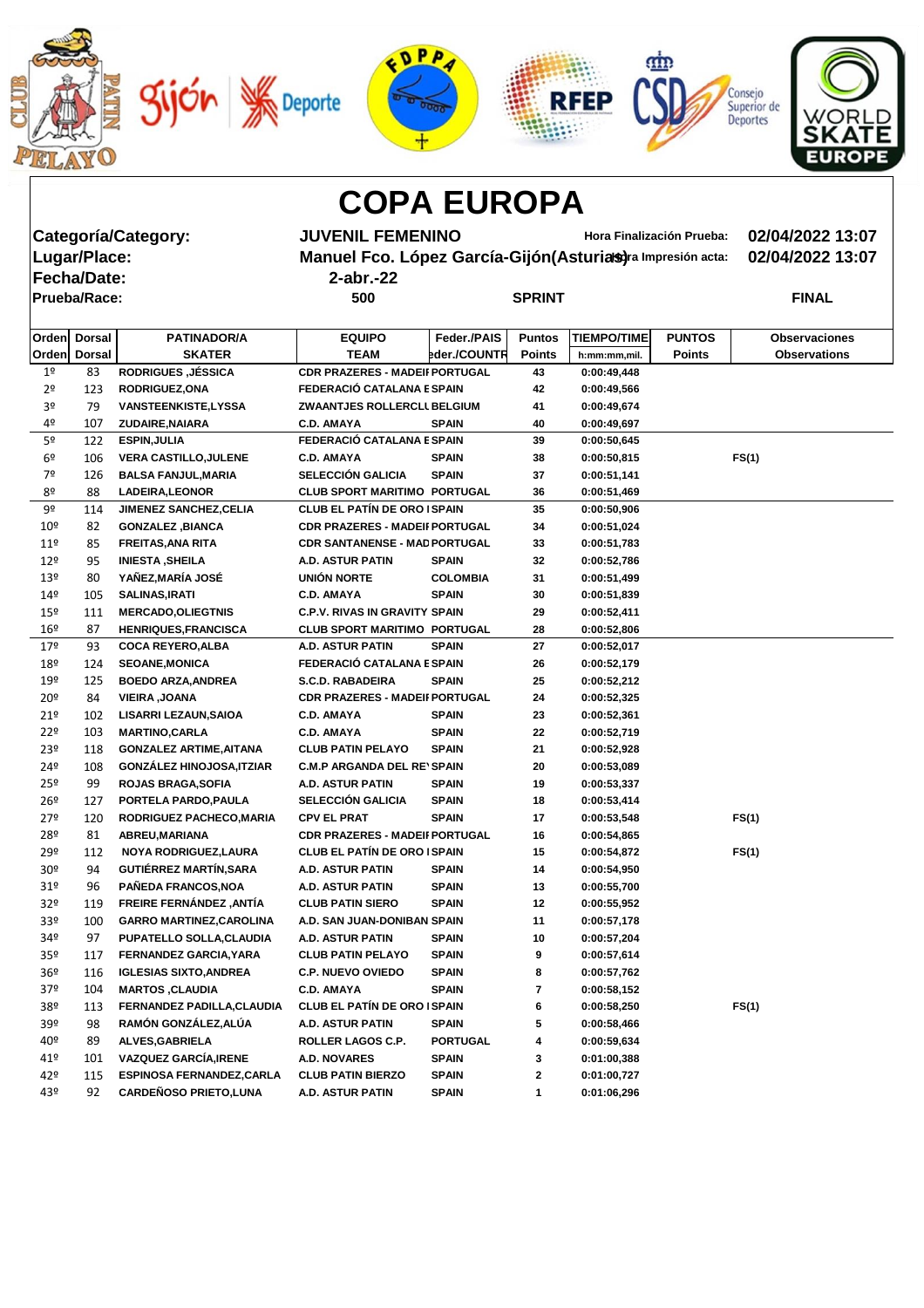# COPA EUROPA

| | | | |
|---|---|---|---|
| **Categoría/Category:** | **JUVENIL FEMENINO** | **Hora Finalización Prueba:** | **02/04/2022 13:07** |
| **Lugar/Place:** | **Manuel Fco. López García-Gijón(Asturias)** | **Hora Impresión acta:** | **02/04/2022 13:07** |
| **Fecha/Date:** | **2-abr.-22** | | |
| **Prueba/Race:** | **500** | **SPRINT** | **FINAL** |

| Orden<br>Orden | Dorsal<br>Dorsal | PATINADOR/A<br>SKATER | EQUIPO<br>TEAM | Feder./PAIS<br>Feder./COUNTR | Puntos<br>Points | TIEMPO/TIME<br>h:mm:mm,mil. | PUNTOS<br>Points | Observaciones<br>Observations |
|---|---|---|---|---|---|---|---|---|
| 1º | 83 | RODRIGUES ,JÉSSICA | CDR PRAZERES - MADEII | PORTUGAL | 43 | 0:00:49,448 | | |
| 2º | 123 | RODRIGUEZ,ONA | FEDERACIÓ CATALANA E | SPAIN | 42 | 0:00:49,566 | | |
| 3º | 79 | VANSTEENKISTE,LYSSA | ZWAANTJES ROLLERCLU | BELGIUM | 41 | 0:00:49,674 | | |
| 4º | 107 | ZUDAIRE,NAIARA | C.D. AMAYA | SPAIN | 40 | 0:00:49,697 | | |
| 5º | 122 | ESPIN,JULIA | FEDERACIÓ CATALANA E | SPAIN | 39 | 0:00:50,645 | | |
| 6º | 106 | VERA CASTILLO,JULENE | C.D. AMAYA | SPAIN | 38 | 0:00:50,815 | | FS(1) |
| 7º | 126 | BALSA FANJUL,MARIA | SELECCIÓN GALICIA | SPAIN | 37 | 0:00:51,141 | | |
| 8º | 88 | LADEIRA,LEONOR | CLUB SPORT MARITIMO | PORTUGAL | 36 | 0:00:51,469 | | |
| 9º | 114 | JIMENEZ SANCHEZ,CELIA | CLUB EL PATÍN DE ORO I | SPAIN | 35 | 0:00:50,906 | | |
| 10º | 82 | GONZALEZ ,BIANCA | CDR PRAZERES - MADEII | PORTUGAL | 34 | 0:00:51,024 | | |
| 11º | 85 | FREITAS,ANA RITA | CDR SANTANENSE - MAD | PORTUGAL | 33 | 0:00:51,783 | | |
| 12º | 95 | INIESTA ,SHEILA | A.D. ASTUR PATIN | SPAIN | 32 | 0:00:52,786 | | |
| 13º | 80 | YAÑEZ,MARÍA JOSÉ | UNIÓN NORTE | COLOMBIA | 31 | 0:00:51,499 | | |
| 14º | 105 | SALINAS,IRATI | C.D. AMAYA | SPAIN | 30 | 0:00:51,839 | | |
| 15º | 111 | MERCADO,OLIEGTNIS | C.P.V. RIVAS IN GRAVITY | SPAIN | 29 | 0:00:52,411 | | |
| 16º | 87 | HENRIQUES,FRANCISCA | CLUB SPORT MARITIMO | PORTUGAL | 28 | 0:00:52,806 | | |
| 17º | 93 | COCA REYERO,ALBA | A.D. ASTUR PATIN | SPAIN | 27 | 0:00:52,017 | | |
| 18º | 124 | SEOANE,MONICA | FEDERACIÓ CATALANA E | SPAIN | 26 | 0:00:52,179 | | |
| 19º | 125 | BOEDO ARZA,ANDREA | S.C.D. RABADEIRA | SPAIN | 25 | 0:00:52,212 | | |
| 20º | 84 | VIEIRA ,JOANA | CDR PRAZERES - MADEII | PORTUGAL | 24 | 0:00:52,325 | | |
| 21º | 102 | LISARRI LEZAUN,SAIOA | C.D. AMAYA | SPAIN | 23 | 0:00:52,361 | | |
| 22º | 103 | MARTINO,CARLA | C.D. AMAYA | SPAIN | 22 | 0:00:52,719 | | |
| 23º | 118 | GONZALEZ ARTIME,AITANA | CLUB PATIN PELAYO | SPAIN | 21 | 0:00:52,928 | | |
| 24º | 108 | GONZÁLEZ HINOJOSA,ITZIAR | C.M.P ARGANDA DEL RE | SPAIN | 20 | 0:00:53,089 | | |
| 25º | 99 | ROJAS BRAGA,SOFIA | A.D. ASTUR PATIN | SPAIN | 19 | 0:00:53,337 | | |
| 26º | 127 | PORTELA PARDO,PAULA | SELECCIÓN GALICIA | SPAIN | 18 | 0:00:53,414 | | |
| 27º | 120 | RODRIGUEZ PACHECO,MARIA | CPV EL PRAT | SPAIN | 17 | 0:00:53,548 | | FS(1) |
| 28º | 81 | ABREU,MARIANA | CDR PRAZERES - MADEII | PORTUGAL | 16 | 0:00:54,865 | | |
| 29º | 112 | NOYA RODRIGUEZ,LAURA | CLUB EL PATÍN DE ORO I | SPAIN | 15 | 0:00:54,872 | | FS(1) |
| 30º | 94 | GUTIÉRREZ MARTÍN,SARA | A.D. ASTUR PATIN | SPAIN | 14 | 0:00:54,950 | | |
| 31º | 96 | PAÑEDA FRANCOS,NOA | A.D. ASTUR PATIN | SPAIN | 13 | 0:00:55,700 | | |
| 32º | 119 | FREIRE FERNÁNDEZ ,ANTÍA | CLUB PATIN SIERO | SPAIN | 12 | 0:00:55,952 | | |
| 33º | 100 | GARRO MARTINEZ,CAROLINA | A.D. SAN JUAN-DONIBAN | SPAIN | 11 | 0:00:57,178 | | |
| 34º | 97 | PUPATELLO SOLLA,CLAUDIA | A.D. ASTUR PATIN | SPAIN | 10 | 0:00:57,204 | | |
| 35º | 117 | FERNANDEZ GARCIA,YARA | CLUB PATIN PELAYO | SPAIN | 9 | 0:00:57,614 | | |
| 36º | 116 | IGLESIAS SIXTO,ANDREA | C.P. NUEVO OVIEDO | SPAIN | 8 | 0:00:57,762 | | |
| 37º | 104 | MARTOS ,CLAUDIA | C.D. AMAYA | SPAIN | 7 | 0:00:58,152 | | |
| 38º | 113 | FERNANDEZ PADILLA,CLAUDIA | CLUB EL PATÍN DE ORO I | SPAIN | 6 | 0:00:58,250 | | FS(1) |
| 39º | 98 | RAMÓN GONZÁLEZ,ALÚA | A.D. ASTUR PATIN | SPAIN | 5 | 0:00:58,466 | | |
| 40º | 89 | ALVES,GABRIELA | ROLLER LAGOS C.P. | PORTUGAL | 4 | 0:00:59,634 | | |
| 41º | 101 | VAZQUEZ GARCÍA,IRENE | A.D. NOVARES | SPAIN | 3 | 0:01:00,388 | | |
| 42º | 115 | ESPINOSA FERNANDEZ,CARLA | CLUB PATIN BIERZO | SPAIN | 2 | 0:01:00,727 | | |
| 43º | 92 | CARDEÑOSO PRIETO,LUNA | A.D. ASTUR PATIN | SPAIN | 1 | 0:01:06,296 | | |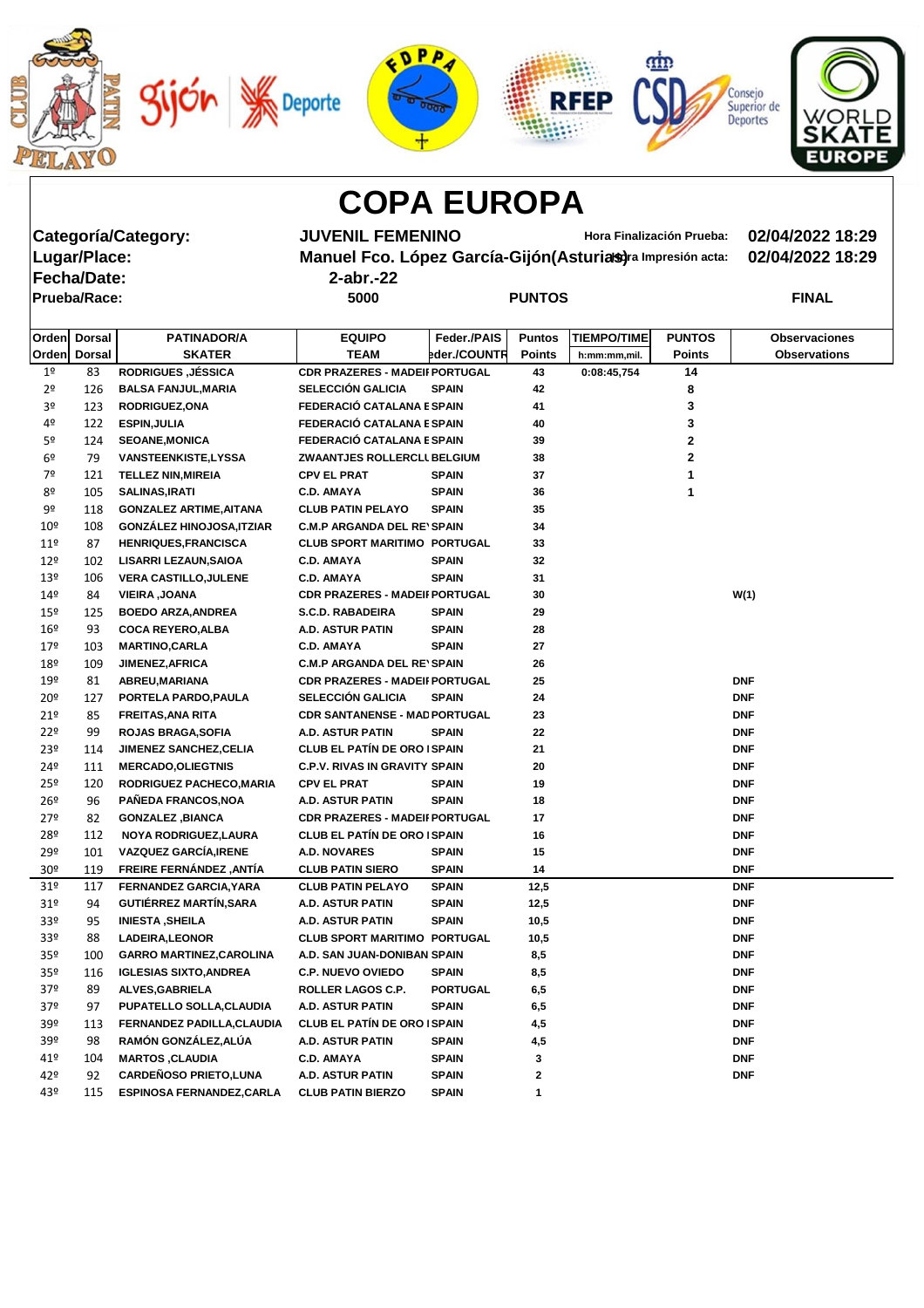# COPA EUROPA

| | | | |
|---|---|---|---|
| **Categoría/Category:** | **JUVENIL FEMENINO** | **Hora Finalización Prueba:** | **02/04/2022 18:29** |
| **Lugar/Place:** | **Manuel Fco. López García-Gijón(Asturias)** | **Hora Impresión acta:** | **02/04/2022 18:29** |
| **Fecha/Date:** | **2-abr.-22** | | |
| **Prueba/Race:** | **5000** | **PUNTOS** | **FINAL** |

| Orden | Dorsal | PATINADOR/A | EQUIPO | Feder./PAIS | Puntos | TIEMPO/TIME | PUNTOS | Observaciones |
|---|---|---|---|---|---|---|---|---|
| Orden | Dorsal | SKATER | TEAM | Feder./COUNTR | Points | h:mm:mm,mil. | Points | Observations |
| 1º | 83 | RODRIGUES ,JÉSSICA | CDR PRAZERES - MADEI | PORTUGAL | 43 | 0:08:45,754 | 14 | |
| 2º | 126 | BALSA FANJUL,MARIA | SELECCIÓN GALICIA | SPAIN | 42 | | 8 | |
| 3º | 123 | RODRIGUEZ,ONA | FEDERACIÓ CATALANA E | SPAIN | 41 | | 3 | |
| 4º | 122 | ESPIN,JULIA | FEDERACIÓ CATALANA E | SPAIN | 40 | | 3 | |
| 5º | 124 | SEOANE,MONICA | FEDERACIÓ CATALANA E | SPAIN | 39 | | 2 | |
| 6º | 79 | VANSTEENKISTE,LYSSA | ZWAANTJES ROLLERCLU | BELGIUM | 38 | | 2 | |
| 7º | 121 | TELLEZ NIN,MIREIA | CPV EL PRAT | SPAIN | 37 | | 1 | |
| 8º | 105 | SALINAS,IRATI | C.D. AMAYA | SPAIN | 36 | | 1 | |
| 9º | 118 | GONZALEZ ARTIME,AITANA | CLUB PATIN PELAYO | SPAIN | 35 | | | |
| 10º | 108 | GONZÁLEZ HINOJOSA,ITZIAR | C.M.P ARGANDA DEL RE | SPAIN | 34 | | | |
| 11º | 87 | HENRIQUES,FRANCISCA | CLUB SPORT MARITIMO | PORTUGAL | 33 | | | |
| 12º | 102 | LISARRI LEZAUN,SAIOA | C.D. AMAYA | SPAIN | 32 | | | |
| 13º | 106 | VERA CASTILLO,JULENE | C.D. AMAYA | SPAIN | 31 | | | |
| 14º | 84 | VIEIRA ,JOANA | CDR PRAZERES - MADEI | PORTUGAL | 30 | | | W(1) |
| 15º | 125 | BOEDO ARZA,ANDREA | S.C.D. RABADEIRA | SPAIN | 29 | | | |
| 16º | 93 | COCA REYERO,ALBA | A.D. ASTUR PATIN | SPAIN | 28 | | | |
| 17º | 103 | MARTINO,CARLA | C.D. AMAYA | SPAIN | 27 | | | |
| 18º | 109 | JIMENEZ,AFRICA | C.M.P ARGANDA DEL RE | SPAIN | 26 | | | |
| 19º | 81 | ABREU,MARIANA | CDR PRAZERES - MADEI | PORTUGAL | 25 | | | DNF |
| 20º | 127 | PORTELA PARDO,PAULA | SELECCIÓN GALICIA | SPAIN | 24 | | | DNF |
| 21º | 85 | FREITAS,ANA RITA | CDR SANTANENSE - MAD | PORTUGAL | 23 | | | DNF |
| 22º | 99 | ROJAS BRAGA,SOFIA | A.D. ASTUR PATIN | SPAIN | 22 | | | DNF |
| 23º | 114 | JIMENEZ SANCHEZ,CELIA | CLUB EL PATÍN DE ORO I | SPAIN | 21 | | | DNF |
| 24º | 111 | MERCADO,OLIEGTNIS | C.P.V. RIVAS IN GRAVITY | SPAIN | 20 | | | DNF |
| 25º | 120 | RODRIGUEZ PACHECO,MARIA | CPV EL PRAT | SPAIN | 19 | | | DNF |
| 26º | 96 | PAÑEDA FRANCOS,NOA | A.D. ASTUR PATIN | SPAIN | 18 | | | DNF |
| 27º | 82 | GONZALEZ ,BIANCA | CDR PRAZERES - MADEI | PORTUGAL | 17 | | | DNF |
| 28º | 112 | NOYA RODRIGUEZ,LAURA | CLUB EL PATÍN DE ORO I | SPAIN | 16 | | | DNF |
| 29º | 101 | VAZQUEZ GARCÍA,IRENE | A.D. NOVARES | SPAIN | 15 | | | DNF |
| 30º | 119 | FREIRE FERNÁNDEZ ,ANTÍA | CLUB PATIN SIERO | SPAIN | 14 | | | DNF |
| 31º | 117 | FERNANDEZ GARCIA,YARA | CLUB PATIN PELAYO | SPAIN | 12,5 | | | DNF |
| 31º | 94 | GUTIÉRREZ MARTÍN,SARA | A.D. ASTUR PATIN | SPAIN | 12,5 | | | DNF |
| 33º | 95 | INIESTA ,SHEILA | A.D. ASTUR PATIN | SPAIN | 10,5 | | | DNF |
| 33º | 88 | LADEIRA,LEONOR | CLUB SPORT MARITIMO | PORTUGAL | 10,5 | | | DNF |
| 35º | 100 | GARRO MARTINEZ,CAROLINA | A.D. SAN JUAN-DONIBAN | SPAIN | 8,5 | | | DNF |
| 35º | 116 | IGLESIAS SIXTO,ANDREA | C.P. NUEVO OVIEDO | SPAIN | 8,5 | | | DNF |
| 37º | 89 | ALVES,GABRIELA | ROLLER LAGOS C.P. | PORTUGAL | 6,5 | | | DNF |
| 37º | 97 | PUPATELLO SOLLA,CLAUDIA | A.D. ASTUR PATIN | SPAIN | 6,5 | | | DNF |
| 39º | 113 | FERNANDEZ PADILLA,CLAUDIA | CLUB EL PATÍN DE ORO I | SPAIN | 4,5 | | | DNF |
| 39º | 98 | RAMÓN GONZÁLEZ,ALÚA | A.D. ASTUR PATIN | SPAIN | 4,5 | | | DNF |
| 41º | 104 | MARTOS ,CLAUDIA | C.D. AMAYA | SPAIN | 3 | | | DNF |
| 42º | 92 | CARDEÑOSO PRIETO,LUNA | A.D. ASTUR PATIN | SPAIN | 2 | | | DNF |
| 43º | 115 | ESPINOSA FERNANDEZ,CARLA | CLUB PATIN BIERZO | SPAIN | 1 | | | |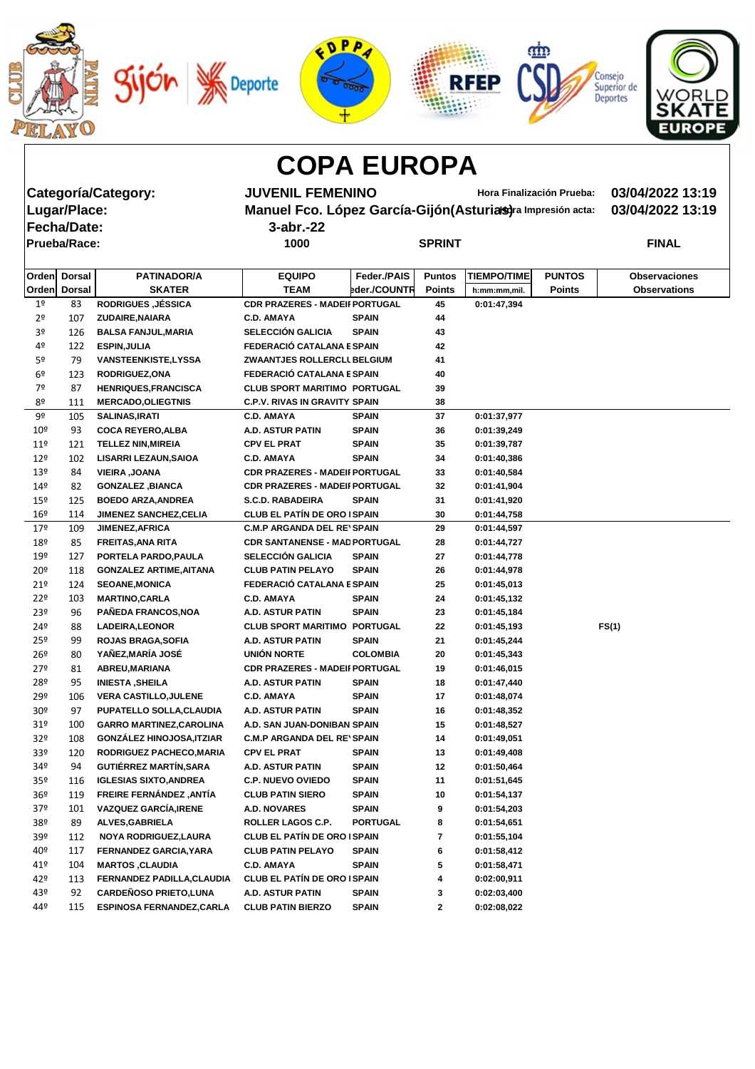# COPA EUROPA

**Categoría/Category:** JUVENIL FEMENINO — Hora Finalización Prueba: 03/04/2022 13:19

**Lugar/Place:** Manuel Fco. López García-Gijón(Asturias) — Hora Impresión acta: 03/04/2022 13:19

**Fecha/Date:** 3-abr.-22

**Prueba/Race:** 1000 SPRINT FINAL

| Orden Orden | Dorsal Dorsal | PATINADOR/A SKATER | EQUIPO TEAM | Feder./PAIS Feder./COUNTR | Puntos Points | TIEMPO/TIME h:mm:mm,mil. | PUNTOS Points | Observaciones Observations |
|---|---|---|---|---|---|---|---|---|
| 1º | 83 | RODRIGUES ,JÉSSICA | CDR PRAZERES - MADEI | PORTUGAL | 45 | 0:01:47,394 | | |
| 2º | 107 | ZUDAIRE,NAIARA | C.D. AMAYA | SPAIN | 44 | | | |
| 3º | 126 | BALSA FANJUL,MARIA | SELECCIÓN GALICIA | SPAIN | 43 | | | |
| 4º | 122 | ESPIN,JULIA | FEDERACIÓ CATALANA E | SPAIN | 42 | | | |
| 5º | 79 | VANSTEENKISTE,LYSSA | ZWAANTJES ROLLERCLU | BELGIUM | 41 | | | |
| 6º | 123 | RODRIGUEZ,ONA | FEDERACIÓ CATALANA E | SPAIN | 40 | | | |
| 7º | 87 | HENRIQUES,FRANCISCA | CLUB SPORT MARITIMO | PORTUGAL | 39 | | | |
| 8º | 111 | MERCADO,OLIEGTNIS | C.P.V. RIVAS IN GRAVITY | SPAIN | 38 | | | |
| 9º | 105 | SALINAS,IRATI | C.D. AMAYA | SPAIN | 37 | 0:01:37,977 | | |
| 10º | 93 | COCA REYERO,ALBA | A.D. ASTUR PATIN | SPAIN | 36 | 0:01:39,249 | | |
| 11º | 121 | TELLEZ NIN,MIREIA | CPV EL PRAT | SPAIN | 35 | 0:01:39,787 | | |
| 12º | 102 | LISARRI LEZAUN,SAIOA | C.D. AMAYA | SPAIN | 34 | 0:01:40,386 | | |
| 13º | 84 | VIEIRA ,JOANA | CDR PRAZERES - MADEI | PORTUGAL | 33 | 0:01:40,584 | | |
| 14º | 82 | GONZALEZ ,BIANCA | CDR PRAZERES - MADEI | PORTUGAL | 32 | 0:01:41,904 | | |
| 15º | 125 | BOEDO ARZA,ANDREA | S.C.D. RABADEIRA | SPAIN | 31 | 0:01:41,920 | | |
| 16º | 114 | JIMENEZ SANCHEZ,CELIA | CLUB EL PATÍN DE ORO I | SPAIN | 30 | 0:01:44,758 | | |
| 17º | 109 | JIMENEZ,AFRICA | C.M.P ARGANDA DEL RE | SPAIN | 29 | 0:01:44,597 | | |
| 18º | 85 | FREITAS,ANA RITA | CDR SANTANENSE - MAD | PORTUGAL | 28 | 0:01:44,727 | | |
| 19º | 127 | PORTELA PARDO,PAULA | SELECCIÓN GALICIA | SPAIN | 27 | 0:01:44,778 | | |
| 20º | 118 | GONZALEZ ARTIME,AITANA | CLUB PATIN PELAYO | SPAIN | 26 | 0:01:44,978 | | |
| 21º | 124 | SEOANE,MONICA | FEDERACIÓ CATALANA E | SPAIN | 25 | 0:01:45,013 | | |
| 22º | 103 | MARTINO,CARLA | C.D. AMAYA | SPAIN | 24 | 0:01:45,132 | | |
| 23º | 96 | PAÑEDA FRANCOS,NOA | A.D. ASTUR PATIN | SPAIN | 23 | 0:01:45,184 | | |
| 24º | 88 | LADEIRA,LEONOR | CLUB SPORT MARITIMO | PORTUGAL | 22 | 0:01:45,193 | | FS(1) |
| 25º | 99 | ROJAS BRAGA,SOFIA | A.D. ASTUR PATIN | SPAIN | 21 | 0:01:45,244 | | |
| 26º | 80 | YAÑEZ,MARÍA JOSÉ | UNIÓN NORTE | COLOMBIA | 20 | 0:01:45,343 | | |
| 27º | 81 | ABREU,MARIANA | CDR PRAZERES - MADEI | PORTUGAL | 19 | 0:01:46,015 | | |
| 28º | 95 | INIESTA ,SHEILA | A.D. ASTUR PATIN | SPAIN | 18 | 0:01:47,440 | | |
| 29º | 106 | VERA CASTILLO,JULENE | C.D. AMAYA | SPAIN | 17 | 0:01:48,074 | | |
| 30º | 97 | PUPATELLO SOLLA,CLAUDIA | A.D. ASTUR PATIN | SPAIN | 16 | 0:01:48,352 | | |
| 31º | 100 | GARRO MARTINEZ,CAROLINA | A.D. SAN JUAN-DONIBAN | SPAIN | 15 | 0:01:48,527 | | |
| 32º | 108 | GONZÁLEZ HINOJOSA,ITZIAR | C.M.P ARGANDA DEL RE | SPAIN | 14 | 0:01:49,051 | | |
| 33º | 120 | RODRIGUEZ PACHECO,MARIA | CPV EL PRAT | SPAIN | 13 | 0:01:49,408 | | |
| 34º | 94 | GUTIÉRREZ MARTÍN,SARA | A.D. ASTUR PATIN | SPAIN | 12 | 0:01:50,464 | | |
| 35º | 116 | IGLESIAS SIXTO,ANDREA | C.P. NUEVO OVIEDO | SPAIN | 11 | 0:01:51,645 | | |
| 36º | 119 | FREIRE FERNÁNDEZ ,ANTÍA | CLUB PATIN SIERO | SPAIN | 10 | 0:01:54,137 | | |
| 37º | 101 | VAZQUEZ GARCÍA,IRENE | A.D. NOVARES | SPAIN | 9 | 0:01:54,203 | | |
| 38º | 89 | ALVES,GABRIELA | ROLLER LAGOS C.P. | PORTUGAL | 8 | 0:01:54,651 | | |
| 39º | 112 | NOYA RODRIGUEZ,LAURA | CLUB EL PATÍN DE ORO I | SPAIN | 7 | 0:01:55,104 | | |
| 40º | 117 | FERNANDEZ GARCIA,YARA | CLUB PATIN PELAYO | SPAIN | 6 | 0:01:58,412 | | |
| 41º | 104 | MARTOS ,CLAUDIA | C.D. AMAYA | SPAIN | 5 | 0:01:58,471 | | |
| 42º | 113 | FERNANDEZ PADILLA,CLAUDIA | CLUB EL PATÍN DE ORO I | SPAIN | 4 | 0:02:00,911 | | |
| 43º | 92 | CARDEÑOSO PRIETO,LUNA | A.D. ASTUR PATIN | SPAIN | 3 | 0:02:03,400 | | |
| 44º | 115 | ESPINOSA FERNANDEZ,CARLA | CLUB PATIN BIERZO | SPAIN | 2 | 0:02:08,022 | | |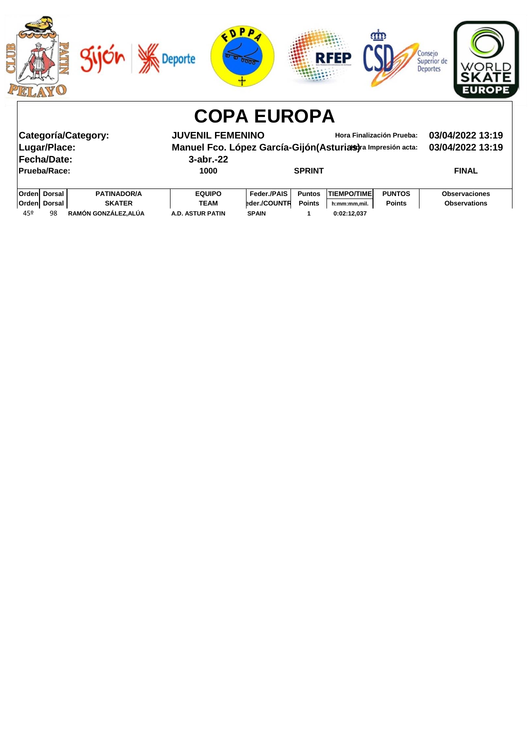# COPA EUROPA

| | | | |
|---|---|---|---|
| **Categoría/Category:** | **JUVENIL FEMENINO** | **Hora Finalización Prueba:** | **03/04/2022 13:19** |
| **Lugar/Place:** | **Manuel Fco. López García-Gijón(Asturias)** | **Hora Impresión acta:** | **03/04/2022 13:19** |
| **Fecha/Date:** | **3-abr.-22** | | |
| **Prueba/Race:** | **1000** | **SPRINT** | **FINAL** |

| Orden<br>Orden | Dorsal<br>Dorsal | PATINADOR/A<br>SKATER | EQUIPO<br>TEAM | Feder./PAIS<br>Feder./COUNTR | Puntos<br>Points | TIEMPO/TIME<br>h:mm:mm,mil. | PUNTOS<br>Points | Observaciones<br>Observations |
|---|---|---|---|---|---|---|---|---|
| 45º | 98 | RAMÓN GONZÁLEZ,ALÚA | A.D. ASTUR PATIN | SPAIN | 1 | 0:02:12,037 | | |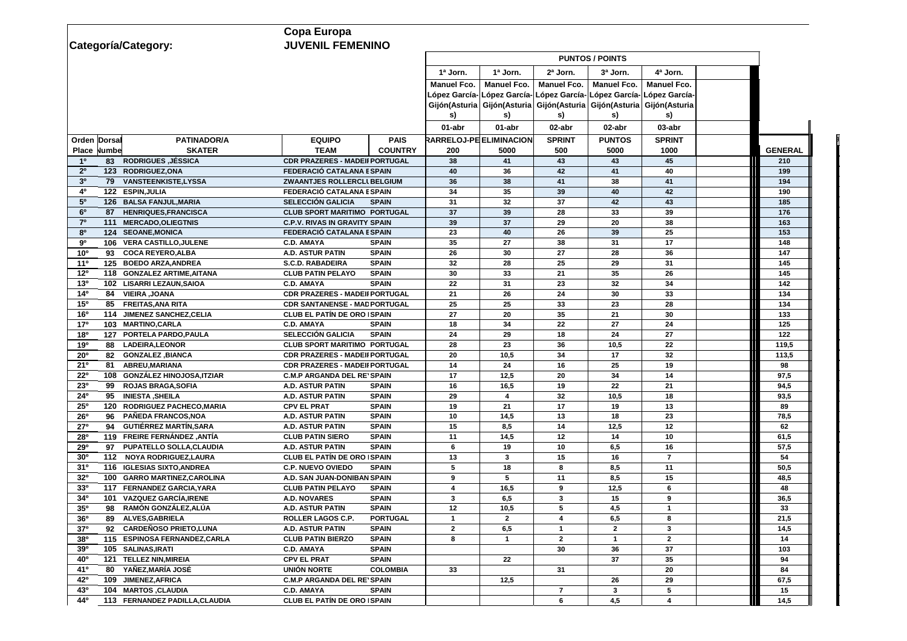**Categoría/Category:** Copa Europa
**JUVENIL FEMENINO**

| Orden Place | Dorsal Number | PATINADOR/A SKATER | EQUIPO TEAM | PAIS COUNTRY | 1ª Jorn. Manuel Fco. López García-Gijón(Asturias) 01-abr ARRELOJ-PE 200 | 1ª Jorn. Manuel Fco. López García-Gijón(Asturias) 01-abr ELIMINACION 5000 | 2ª Jorn. Manuel Fco. López García-Gijón(Asturias) 02-abr SPRINT 500 | 3ª Jorn. Manuel Fco. López García-Gijón(Asturias) 02-abr PUNTOS 5000 | 4ª Jorn. Manuel Fco. López García-Gijón(Asturias) 03-abr SPRINT 1000 | | GENERAL |
|---|---|---|---|---|---|---|---|---|---|---|---|
| 1º | 83 | RODRIGUES ,JÉSSICA | CDR PRAZERES - MADEII | PORTUGAL | 38 | 41 | 43 | 43 | 45 | | 210 |
| 2º | 123 | RODRIGUEZ,ONA | FEDERACIÓ CATALANA I | SPAIN | 40 | 36 | 42 | 41 | 40 | | 199 |
| 3º | 79 | VANSTEENKISTE,LYSSA | ZWAANTJES ROLLERCLU | BELGIUM | 36 | 38 | 41 | 38 | 41 | | 194 |
| 4º | 122 | ESPIN,JULIA | FEDERACIÓ CATALANA I | SPAIN | 34 | 35 | 39 | 40 | 42 | | 190 |
| 5º | 126 | BALSA FANJUL,MARIA | SELECCIÓN GALICIA | SPAIN | 31 | 32 | 37 | 42 | 43 | | 185 |
| 6º | 87 | HENRIQUES,FRANCISCA | CLUB SPORT MARITIMO | PORTUGAL | 37 | 39 | 28 | 33 | 39 | | 176 |
| 7º | 111 | MERCADO,OLIEGTNIS | C.P.V. RIVAS IN GRAVITY | SPAIN | 39 | 37 | 29 | 20 | 38 | | 163 |
| 8º | 124 | SEOANE,MONICA | FEDERACIÓ CATALANA I | SPAIN | 23 | 40 | 26 | 39 | 25 | | 153 |
| 9º | 106 | VERA CASTILLO,JULENE | C.D. AMAYA | SPAIN | 35 | 27 | 38 | 31 | 17 | | 148 |
| 10º | 93 | COCA REYERO,ALBA | A.D. ASTUR PATIN | SPAIN | 26 | 30 | 27 | 28 | 36 | | 147 |
| 11º | 125 | BOEDO ARZA,ANDREA | S.C.D. RABADEIRA | SPAIN | 32 | 28 | 25 | 29 | 31 | | 145 |
| 12º | 118 | GONZALEZ ARTIME,AITANA | CLUB PATIN PELAYO | SPAIN | 30 | 33 | 21 | 35 | 26 | | 145 |
| 13º | 102 | LISARRI LEZAUN,SAIOA | C.D. AMAYA | SPAIN | 22 | 31 | 23 | 32 | 34 | | 142 |
| 14º | 84 | VIEIRA ,JOANA | CDR PRAZERES - MADEII | PORTUGAL | 21 | 26 | 24 | 30 | 33 | | 134 |
| 15º | 85 | FREITAS,ANA RITA | CDR SANTANENSE - MAD | PORTUGAL | 25 | 25 | 33 | 23 | 28 | | 134 |
| 16º | 114 | JIMENEZ SANCHEZ,CELIA | CLUB EL PATÍN DE ORO I | SPAIN | 27 | 20 | 35 | 21 | 30 | | 133 |
| 17º | 103 | MARTINO,CARLA | C.D. AMAYA | SPAIN | 18 | 34 | 22 | 27 | 24 | | 125 |
| 18º | 127 | PORTELA PARDO,PAULA | SELECCIÓN GALICIA | SPAIN | 24 | 29 | 18 | 24 | 27 | | 122 |
| 19º | 88 | LADEIRA,LEONOR | CLUB SPORT MARITIMO | PORTUGAL | 28 | 23 | 36 | 10,5 | 22 | | 119,5 |
| 20º | 82 | GONZALEZ ,BIANCA | CDR PRAZERES - MADEII | PORTUGAL | 20 | 10,5 | 34 | 17 | 32 | | 113,5 |
| 21º | 81 | ABREU,MARIANA | CDR PRAZERES - MADEII | PORTUGAL | 14 | 24 | 16 | 25 | 19 | | 98 |
| 22º | 108 | GONZÁLEZ HINOJOSA,ITZIAR | C.M.P ARGANDA DEL RE' | SPAIN | 17 | 12,5 | 20 | 34 | 14 | | 97,5 |
| 23º | 99 | ROJAS BRAGA,SOFIA | A.D. ASTUR PATIN | SPAIN | 16 | 16,5 | 19 | 22 | 21 | | 94,5 |
| 24º | 95 | INIESTA ,SHEILA | A.D. ASTUR PATIN | SPAIN | 29 | 4 | 32 | 10,5 | 18 | | 93,5 |
| 25º | 120 | RODRIGUEZ PACHECO,MARIA | CPV EL PRAT | SPAIN | 19 | 21 | 17 | 19 | 13 | | 89 |
| 26º | 96 | PAÑEDA FRANCOS,NOA | A.D. ASTUR PATIN | SPAIN | 10 | 14,5 | 13 | 18 | 23 | | 78,5 |
| 27º | 94 | GUTIÉRREZ MARTÍN,SARA | A.D. ASTUR PATIN | SPAIN | 15 | 8,5 | 14 | 12,5 | 12 | | 62 |
| 28º | 119 | FREIRE FERNÁNDEZ ,ANTÍA | CLUB PATIN SIERO | SPAIN | 11 | 14,5 | 12 | 14 | 10 | | 61,5 |
| 29º | 97 | PUPATELLO SOLLA,CLAUDIA | A.D. ASTUR PATIN | SPAIN | 6 | 19 | 10 | 6,5 | 16 | | 57,5 |
| 30º | 112 | NOYA RODRIGUEZ,LAURA | CLUB EL PATÍN DE ORO I | SPAIN | 13 | 3 | 15 | 16 | 7 | | 54 |
| 31º | 116 | IGLESIAS SIXTO,ANDREA | C.P. NUEVO OVIEDO | SPAIN | 5 | 18 | 8 | 8,5 | 11 | | 50,5 |
| 32º | 100 | GARRO MARTINEZ,CAROLINA | A.D. SAN JUAN-DONIBAN | SPAIN | 9 | 5 | 11 | 8,5 | 15 | | 48,5 |
| 33º | 117 | FERNANDEZ GARCIA,YARA | CLUB PATIN PELAYO | SPAIN | 4 | 16,5 | 9 | 12,5 | 6 | | 48 |
| 34º | 101 | VAZQUEZ GARCÍA,IRENE | A.D. NOVARES | SPAIN | 3 | 6,5 | 3 | 15 | 9 | | 36,5 |
| 35º | 98 | RAMÓN GONZÁLEZ,ALÚA | A.D. ASTUR PATIN | SPAIN | 12 | 10,5 | 5 | 4,5 | 1 | | 33 |
| 36º | 89 | ALVES,GABRIELA | ROLLER LAGOS C.P. | PORTUGAL | 1 | 2 | 4 | 6,5 | 8 | | 21,5 |
| 37º | 92 | CARDEÑOSO PRIETO,LUNA | A.D. ASTUR PATIN | SPAIN | 2 | 6,5 | 1 | 2 | 3 | | 14,5 |
| 38º | 115 | ESPINOSA FERNANDEZ,CARLA | CLUB PATIN BIERZO | SPAIN | 8 | 1 | 2 | 1 | 2 | | 14 |
| 39º | 105 | SALINAS,IRATI | C.D. AMAYA | SPAIN | | | 30 | 36 | 37 | | 103 |
| 40º | 121 | TELLEZ NIN,MIREIA | CPV EL PRAT | SPAIN | | 22 | | 37 | 35 | | 94 |
| 41º | 80 | YAÑEZ,MARÍA JOSÉ | UNIÓN NORTE | COLOMBIA | 33 | | 31 | | 20 | | 84 |
| 42º | 109 | JIMENEZ,AFRICA | C.M.P ARGANDA DEL RE' | SPAIN | | 12,5 | | 26 | 29 | | 67,5 |
| 43º | 104 | MARTOS ,CLAUDIA | C.D. AMAYA | SPAIN | | | 7 | 3 | 5 | | 15 |
| 44º | 113 | FERNANDEZ PADILLA,CLAUDIA | CLUB EL PATÍN DE ORO I | SPAIN | | | 6 | 4,5 | 4 | | 14,5 |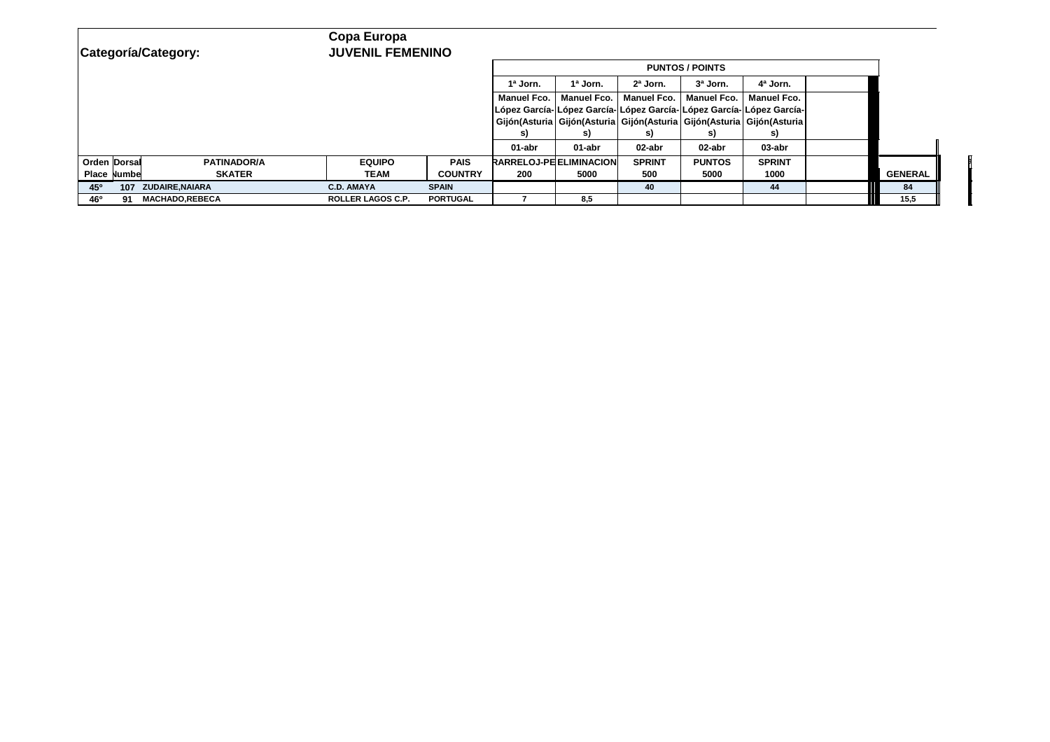Copa Europa

Categoría/Category: JUVENIL FEMENINO

| | | | | | PUNTOS / POINTS | | | | | | |
|---|---|---|---|---|---|---|---|---|---|---|---|
| | | | | | 1ª Jorn. | 1ª Jorn. | 2ª Jorn. | 3ª Jorn. | 4ª Jorn. | | |
| | | | | | Manuel Fco. López García-Gijón(Asturias) | Manuel Fco. López García-Gijón(Asturias) | Manuel Fco. López García-Gijón(Asturias) | Manuel Fco. López García-Gijón(Asturias) | Manuel Fco. López García-Gijón(Asturias) | | |
| | | | | | 01-abr | 01-abr | 02-abr | 02-abr | 03-abr | | |
| Orden Place | Dorsal Number | PATINADOR/A SKATER | EQUIPO TEAM | PAIS COUNTRY | CARRELOJ-PE 200 | ELIMINACION 5000 | SPRINT 500 | PUNTOS 5000 | SPRINT 1000 | | GENERAL |
| 45º | 107 | ZUDAIRE,NAIARA | C.D. AMAYA | SPAIN | | | 40 | | 44 | | 84 |
| 46º | 91 | MACHADO,REBECA | ROLLER LAGOS C.P. | PORTUGAL | 7 | 8,5 | | | | | 15,5 |